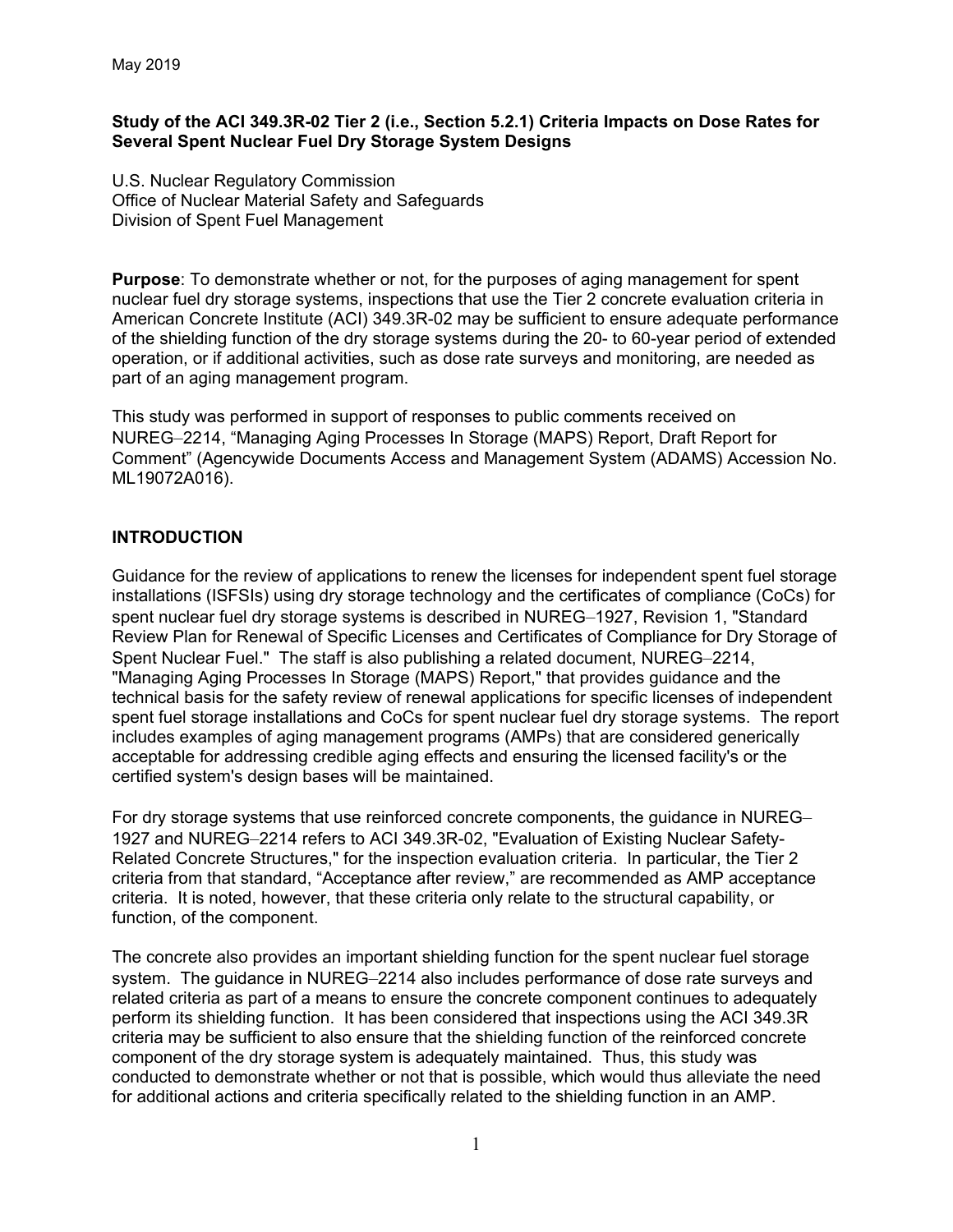May 2019

**Study of the ACI 349.3R-02 Tier 2 (i.e., Section 5.2.1) Criteria Impacts on Dose Rates for Several Spent Nuclear Fuel Dry Storage System Designs**

U.S. Nuclear Regulatory Commission
Office of Nuclear Material Safety and Safeguards
Division of Spent Fuel Management

**Purpose**: To demonstrate whether or not, for the purposes of aging management for spent nuclear fuel dry storage systems, inspections that use the Tier 2 concrete evaluation criteria in American Concrete Institute (ACI) 349.3R-02 may be sufficient to ensure adequate performance of the shielding function of the dry storage systems during the 20- to 60-year period of extended operation, or if additional activities, such as dose rate surveys and monitoring, are needed as part of an aging management program.

This study was performed in support of responses to public comments received on NUREG–2214, "Managing Aging Processes In Storage (MAPS) Report, Draft Report for Comment" (Agencywide Documents Access and Management System (ADAMS) Accession No. ML19072A016).

## INTRODUCTION

Guidance for the review of applications to renew the licenses for independent spent fuel storage installations (ISFSIs) using dry storage technology and the certificates of compliance (CoCs) for spent nuclear fuel dry storage systems is described in NUREG–1927, Revision 1, "Standard Review Plan for Renewal of Specific Licenses and Certificates of Compliance for Dry Storage of Spent Nuclear Fuel." The staff is also publishing a related document, NUREG–2214, "Managing Aging Processes In Storage (MAPS) Report," that provides guidance and the technical basis for the safety review of renewal applications for specific licenses of independent spent fuel storage installations and CoCs for spent nuclear fuel dry storage systems. The report includes examples of aging management programs (AMPs) that are considered generically acceptable for addressing credible aging effects and ensuring the licensed facility's or the certified system's design bases will be maintained.

For dry storage systems that use reinforced concrete components, the guidance in NUREG–1927 and NUREG–2214 refers to ACI 349.3R-02, "Evaluation of Existing Nuclear Safety-Related Concrete Structures," for the inspection evaluation criteria. In particular, the Tier 2 criteria from that standard, "Acceptance after review," are recommended as AMP acceptance criteria. It is noted, however, that these criteria only relate to the structural capability, or function, of the component.

The concrete also provides an important shielding function for the spent nuclear fuel storage system. The guidance in NUREG–2214 also includes performance of dose rate surveys and related criteria as part of a means to ensure the concrete component continues to adequately perform its shielding function. It has been considered that inspections using the ACI 349.3R criteria may be sufficient to also ensure that the shielding function of the reinforced concrete component of the dry storage system is adequately maintained. Thus, this study was conducted to demonstrate whether or not that is possible, which would thus alleviate the need for additional actions and criteria specifically related to the shielding function in an AMP.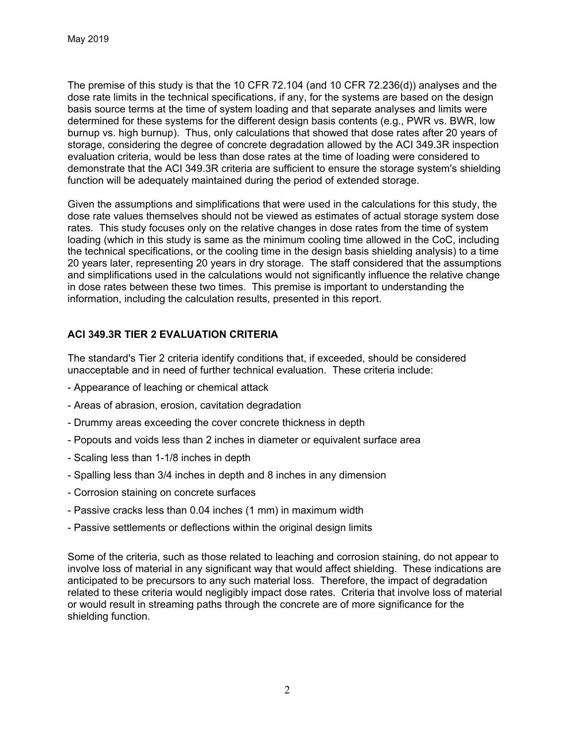The premise of this study is that the 10 CFR 72.104 (and 10 CFR 72.236(d)) analyses and the dose rate limits in the technical specifications, if any, for the systems are based on the design basis source terms at the time of system loading and that separate analyses and limits were determined for these systems for the different design basis contents (e.g., PWR vs. BWR, low burnup vs. high burnup). Thus, only calculations that showed that dose rates after 20 years of storage, considering the degree of concrete degradation allowed by the ACI 349.3R inspection evaluation criteria, would be less than dose rates at the time of loading were considered to demonstrate that the ACI 349.3R criteria are sufficient to ensure the storage system's shielding function will be adequately maintained during the period of extended storage.

Given the assumptions and simplifications that were used in the calculations for this study, the dose rate values themselves should not be viewed as estimates of actual storage system dose rates. This study focuses only on the relative changes in dose rates from the time of system loading (which in this study is same as the minimum cooling time allowed in the CoC, including the technical specifications, or the cooling time in the design basis shielding analysis) to a time 20 years later, representing 20 years in dry storage. The staff considered that the assumptions and simplifications used in the calculations would not significantly influence the relative change in dose rates between these two times. This premise is important to understanding the information, including the calculation results, presented in this report.

## ACI 349.3R TIER 2 EVALUATION CRITERIA

The standard's Tier 2 criteria identify conditions that, if exceeded, should be considered unacceptable and in need of further technical evaluation. These criteria include:

- Appearance of leaching or chemical attack
- Areas of abrasion, erosion, cavitation degradation
- Drummy areas exceeding the cover concrete thickness in depth
- Popouts and voids less than 2 inches in diameter or equivalent surface area
- Scaling less than 1-1/8 inches in depth
- Spalling less than 3/4 inches in depth and 8 inches in any dimension
- Corrosion staining on concrete surfaces
- Passive cracks less than 0.04 inches (1 mm) in maximum width
- Passive settlements or deflections within the original design limits

Some of the criteria, such as those related to leaching and corrosion staining, do not appear to involve loss of material in any significant way that would affect shielding. These indications are anticipated to be precursors to any such material loss. Therefore, the impact of degradation related to these criteria would negligibly impact dose rates. Criteria that involve loss of material or would result in streaming paths through the concrete are of more significance for the shielding function.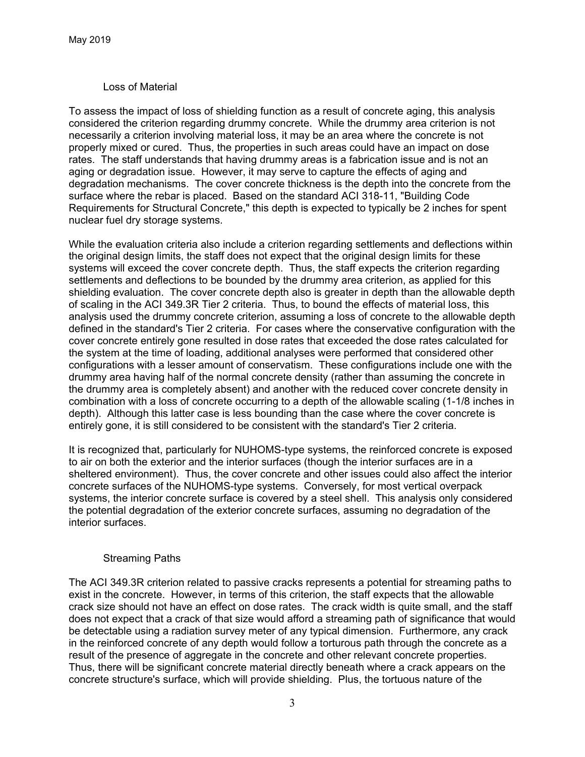### Loss of Material

To assess the impact of loss of shielding function as a result of concrete aging, this analysis considered the criterion regarding drummy concrete. While the drummy area criterion is not necessarily a criterion involving material loss, it may be an area where the concrete is not properly mixed or cured. Thus, the properties in such areas could have an impact on dose rates. The staff understands that having drummy areas is a fabrication issue and is not an aging or degradation issue. However, it may serve to capture the effects of aging and degradation mechanisms. The cover concrete thickness is the depth into the concrete from the surface where the rebar is placed. Based on the standard ACI 318-11, "Building Code Requirements for Structural Concrete," this depth is expected to typically be 2 inches for spent nuclear fuel dry storage systems.

While the evaluation criteria also include a criterion regarding settlements and deflections within the original design limits, the staff does not expect that the original design limits for these systems will exceed the cover concrete depth. Thus, the staff expects the criterion regarding settlements and deflections to be bounded by the drummy area criterion, as applied for this shielding evaluation. The cover concrete depth also is greater in depth than the allowable depth of scaling in the ACI 349.3R Tier 2 criteria. Thus, to bound the effects of material loss, this analysis used the drummy concrete criterion, assuming a loss of concrete to the allowable depth defined in the standard's Tier 2 criteria. For cases where the conservative configuration with the cover concrete entirely gone resulted in dose rates that exceeded the dose rates calculated for the system at the time of loading, additional analyses were performed that considered other configurations with a lesser amount of conservatism. These configurations include one with the drummy area having half of the normal concrete density (rather than assuming the concrete in the drummy area is completely absent) and another with the reduced cover concrete density in combination with a loss of concrete occurring to a depth of the allowable scaling (1-1/8 inches in depth). Although this latter case is less bounding than the case where the cover concrete is entirely gone, it is still considered to be consistent with the standard's Tier 2 criteria.

It is recognized that, particularly for NUHOMS-type systems, the reinforced concrete is exposed to air on both the exterior and the interior surfaces (though the interior surfaces are in a sheltered environment). Thus, the cover concrete and other issues could also affect the interior concrete surfaces of the NUHOMS-type systems. Conversely, for most vertical overpack systems, the interior concrete surface is covered by a steel shell. This analysis only considered the potential degradation of the exterior concrete surfaces, assuming no degradation of the interior surfaces.

### Streaming Paths

The ACI 349.3R criterion related to passive cracks represents a potential for streaming paths to exist in the concrete. However, in terms of this criterion, the staff expects that the allowable crack size should not have an effect on dose rates. The crack width is quite small, and the staff does not expect that a crack of that size would afford a streaming path of significance that would be detectable using a radiation survey meter of any typical dimension. Furthermore, any crack in the reinforced concrete of any depth would follow a torturous path through the concrete as a result of the presence of aggregate in the concrete and other relevant concrete properties. Thus, there will be significant concrete material directly beneath where a crack appears on the concrete structure's surface, which will provide shielding. Plus, the tortuous nature of the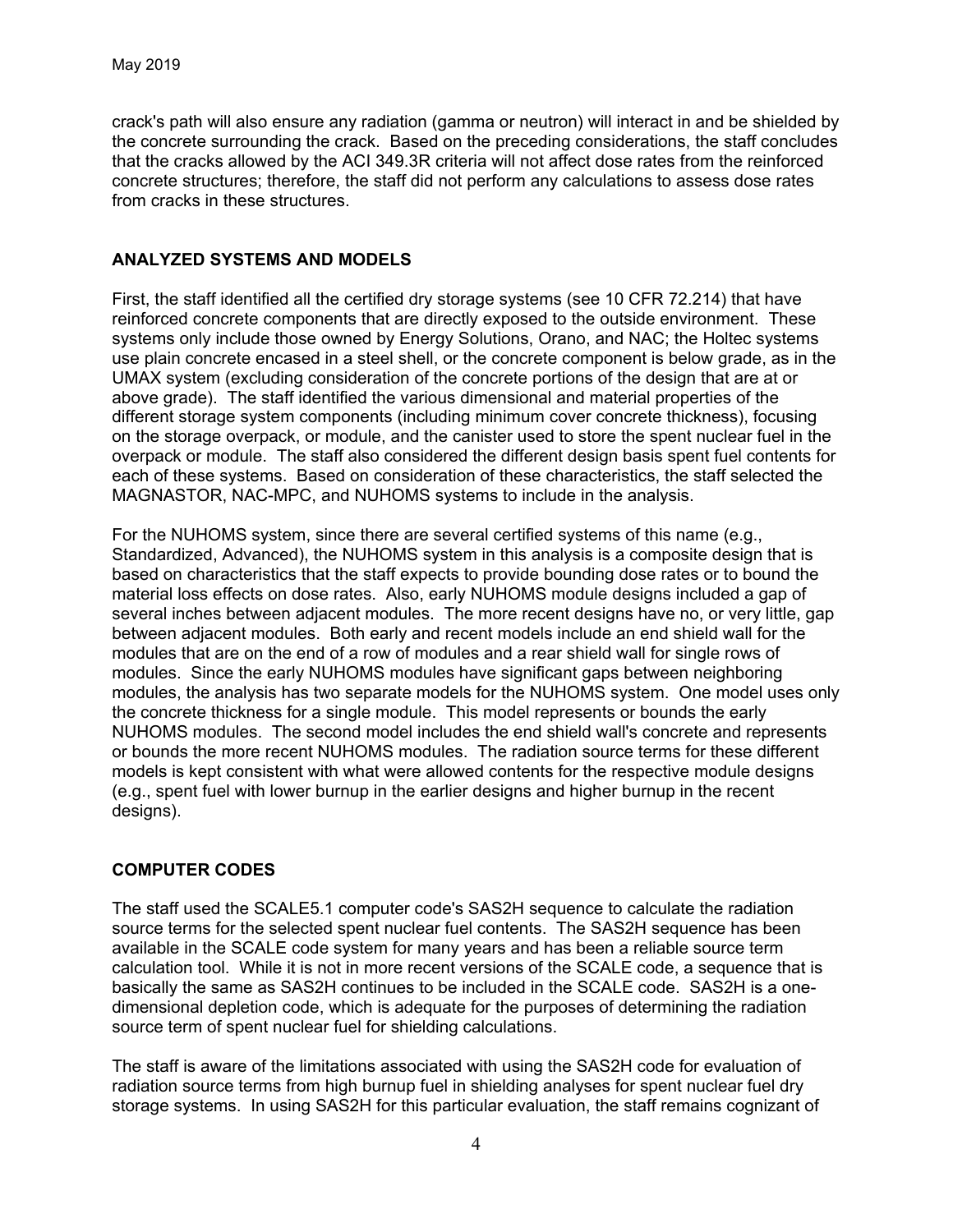crack's path will also ensure any radiation (gamma or neutron) will interact in and be shielded by the concrete surrounding the crack. Based on the preceding considerations, the staff concludes that the cracks allowed by the ACI 349.3R criteria will not affect dose rates from the reinforced concrete structures; therefore, the staff did not perform any calculations to assess dose rates from cracks in these structures.

## ANALYZED SYSTEMS AND MODELS

First, the staff identified all the certified dry storage systems (see 10 CFR 72.214) that have reinforced concrete components that are directly exposed to the outside environment. These systems only include those owned by Energy Solutions, Orano, and NAC; the Holtec systems use plain concrete encased in a steel shell, or the concrete component is below grade, as in the UMAX system (excluding consideration of the concrete portions of the design that are at or above grade). The staff identified the various dimensional and material properties of the different storage system components (including minimum cover concrete thickness), focusing on the storage overpack, or module, and the canister used to store the spent nuclear fuel in the overpack or module. The staff also considered the different design basis spent fuel contents for each of these systems. Based on consideration of these characteristics, the staff selected the MAGNASTOR, NAC-MPC, and NUHOMS systems to include in the analysis.

For the NUHOMS system, since there are several certified systems of this name (e.g., Standardized, Advanced), the NUHOMS system in this analysis is a composite design that is based on characteristics that the staff expects to provide bounding dose rates or to bound the material loss effects on dose rates. Also, early NUHOMS module designs included a gap of several inches between adjacent modules. The more recent designs have no, or very little, gap between adjacent modules. Both early and recent models include an end shield wall for the modules that are on the end of a row of modules and a rear shield wall for single rows of modules. Since the early NUHOMS modules have significant gaps between neighboring modules, the analysis has two separate models for the NUHOMS system. One model uses only the concrete thickness for a single module. This model represents or bounds the early NUHOMS modules. The second model includes the end shield wall's concrete and represents or bounds the more recent NUHOMS modules. The radiation source terms for these different models is kept consistent with what were allowed contents for the respective module designs (e.g., spent fuel with lower burnup in the earlier designs and higher burnup in the recent designs).

## COMPUTER CODES

The staff used the SCALE5.1 computer code's SAS2H sequence to calculate the radiation source terms for the selected spent nuclear fuel contents. The SAS2H sequence has been available in the SCALE code system for many years and has been a reliable source term calculation tool. While it is not in more recent versions of the SCALE code, a sequence that is basically the same as SAS2H continues to be included in the SCALE code. SAS2H is a one-dimensional depletion code, which is adequate for the purposes of determining the radiation source term of spent nuclear fuel for shielding calculations.

The staff is aware of the limitations associated with using the SAS2H code for evaluation of radiation source terms from high burnup fuel in shielding analyses for spent nuclear fuel dry storage systems. In using SAS2H for this particular evaluation, the staff remains cognizant of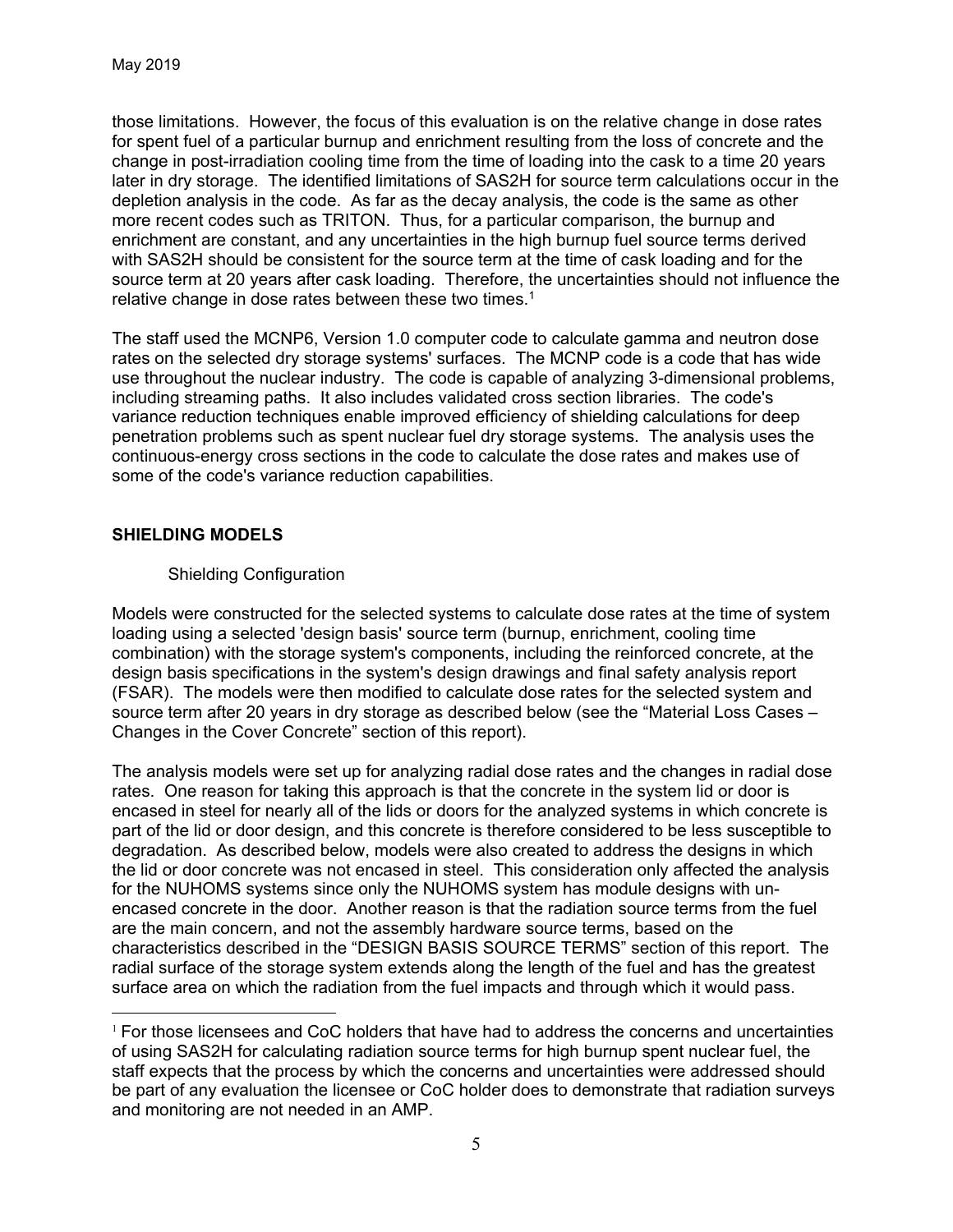those limitations. However, the focus of this evaluation is on the relative change in dose rates for spent fuel of a particular burnup and enrichment resulting from the loss of concrete and the change in post-irradiation cooling time from the time of loading into the cask to a time 20 years later in dry storage. The identified limitations of SAS2H for source term calculations occur in the depletion analysis in the code. As far as the decay analysis, the code is the same as other more recent codes such as TRITON. Thus, for a particular comparison, the burnup and enrichment are constant, and any uncertainties in the high burnup fuel source terms derived with SAS2H should be consistent for the source term at the time of cask loading and for the source term at 20 years after cask loading. Therefore, the uncertainties should not influence the relative change in dose rates between these two times.[1]

The staff used the MCNP6, Version 1.0 computer code to calculate gamma and neutron dose rates on the selected dry storage systems' surfaces. The MCNP code is a code that has wide use throughout the nuclear industry. The code is capable of analyzing 3-dimensional problems, including streaming paths. It also includes validated cross section libraries. The code's variance reduction techniques enable improved efficiency of shielding calculations for deep penetration problems such as spent nuclear fuel dry storage systems. The analysis uses the continuous-energy cross sections in the code to calculate the dose rates and makes use of some of the code's variance reduction capabilities.

## SHIELDING MODELS

### Shielding Configuration

Models were constructed for the selected systems to calculate dose rates at the time of system loading using a selected 'design basis' source term (burnup, enrichment, cooling time combination) with the storage system's components, including the reinforced concrete, at the design basis specifications in the system's design drawings and final safety analysis report (FSAR). The models were then modified to calculate dose rates for the selected system and source term after 20 years in dry storage as described below (see the "Material Loss Cases – Changes in the Cover Concrete" section of this report).

The analysis models were set up for analyzing radial dose rates and the changes in radial dose rates. One reason for taking this approach is that the concrete in the system lid or door is encased in steel for nearly all of the lids or doors for the analyzed systems in which concrete is part of the lid or door design, and this concrete is therefore considered to be less susceptible to degradation. As described below, models were also created to address the designs in which the lid or door concrete was not encased in steel. This consideration only affected the analysis for the NUHOMS systems since only the NUHOMS system has module designs with un-encased concrete in the door. Another reason is that the radiation source terms from the fuel are the main concern, and not the assembly hardware source terms, based on the characteristics described in the "DESIGN BASIS SOURCE TERMS" section of this report. The radial surface of the storage system extends along the length of the fuel and has the greatest surface area on which the radiation from the fuel impacts and through which it would pass.

---

[1] For those licensees and CoC holders that have had to address the concerns and uncertainties of using SAS2H for calculating radiation source terms for high burnup spent nuclear fuel, the staff expects that the process by which the concerns and uncertainties were addressed should be part of any evaluation the licensee or CoC holder does to demonstrate that radiation surveys and monitoring are not needed in an AMP.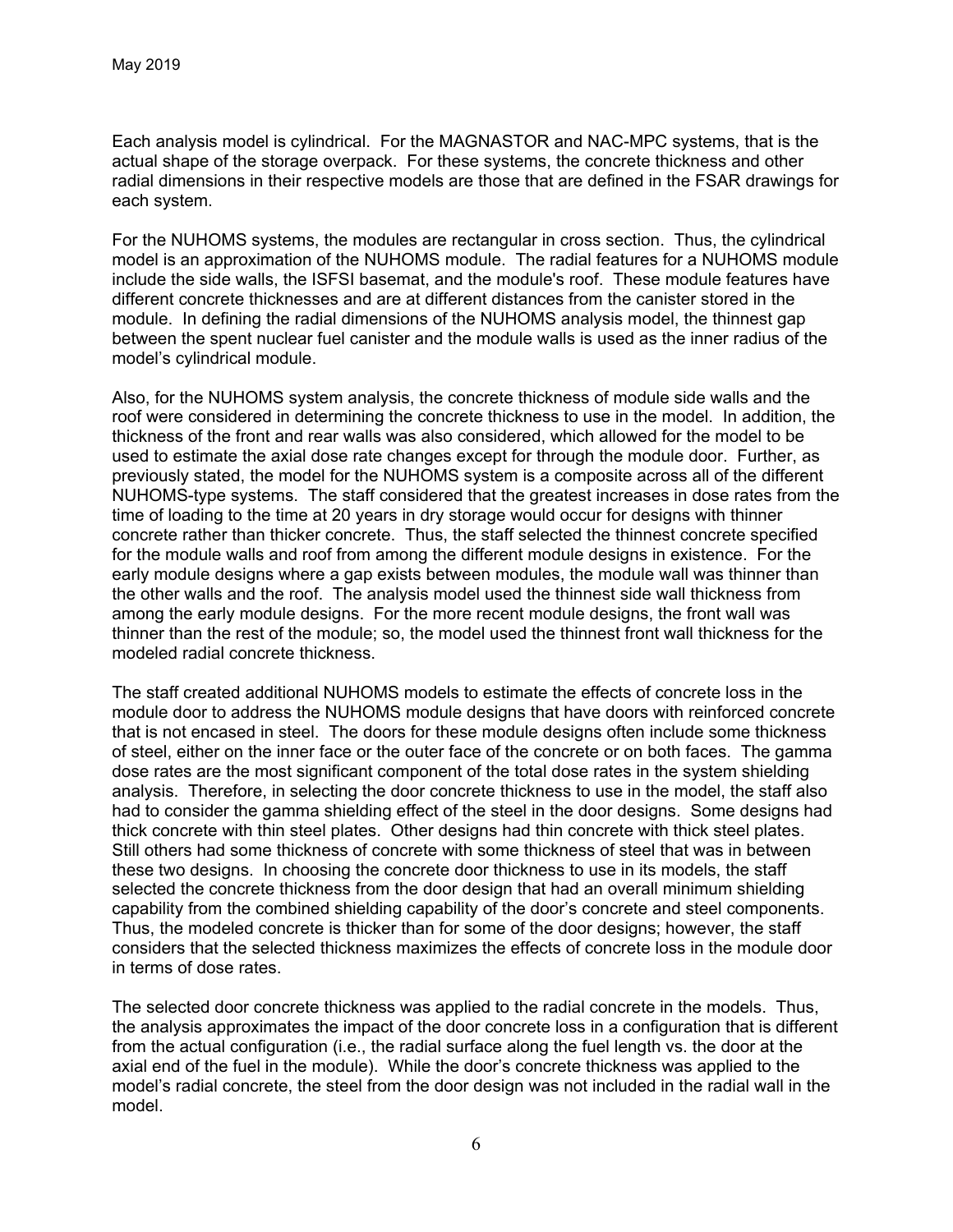Each analysis model is cylindrical. For the MAGNASTOR and NAC-MPC systems, that is the actual shape of the storage overpack. For these systems, the concrete thickness and other radial dimensions in their respective models are those that are defined in the FSAR drawings for each system.

For the NUHOMS systems, the modules are rectangular in cross section. Thus, the cylindrical model is an approximation of the NUHOMS module. The radial features for a NUHOMS module include the side walls, the ISFSI basemat, and the module's roof. These module features have different concrete thicknesses and are at different distances from the canister stored in the module. In defining the radial dimensions of the NUHOMS analysis model, the thinnest gap between the spent nuclear fuel canister and the module walls is used as the inner radius of the model's cylindrical module.

Also, for the NUHOMS system analysis, the concrete thickness of module side walls and the roof were considered in determining the concrete thickness to use in the model. In addition, the thickness of the front and rear walls was also considered, which allowed for the model to be used to estimate the axial dose rate changes except for through the module door. Further, as previously stated, the model for the NUHOMS system is a composite across all of the different NUHOMS-type systems. The staff considered that the greatest increases in dose rates from the time of loading to the time at 20 years in dry storage would occur for designs with thinner concrete rather than thicker concrete. Thus, the staff selected the thinnest concrete specified for the module walls and roof from among the different module designs in existence. For the early module designs where a gap exists between modules, the module wall was thinner than the other walls and the roof. The analysis model used the thinnest side wall thickness from among the early module designs. For the more recent module designs, the front wall was thinner than the rest of the module; so, the model used the thinnest front wall thickness for the modeled radial concrete thickness.

The staff created additional NUHOMS models to estimate the effects of concrete loss in the module door to address the NUHOMS module designs that have doors with reinforced concrete that is not encased in steel. The doors for these module designs often include some thickness of steel, either on the inner face or the outer face of the concrete or on both faces. The gamma dose rates are the most significant component of the total dose rates in the system shielding analysis. Therefore, in selecting the door concrete thickness to use in the model, the staff also had to consider the gamma shielding effect of the steel in the door designs. Some designs had thick concrete with thin steel plates. Other designs had thin concrete with thick steel plates. Still others had some thickness of concrete with some thickness of steel that was in between these two designs. In choosing the concrete door thickness to use in its models, the staff selected the concrete thickness from the door design that had an overall minimum shielding capability from the combined shielding capability of the door's concrete and steel components. Thus, the modeled concrete is thicker than for some of the door designs; however, the staff considers that the selected thickness maximizes the effects of concrete loss in the module door in terms of dose rates.

The selected door concrete thickness was applied to the radial concrete in the models. Thus, the analysis approximates the impact of the door concrete loss in a configuration that is different from the actual configuration (i.e., the radial surface along the fuel length vs. the door at the axial end of the fuel in the module). While the door's concrete thickness was applied to the model's radial concrete, the steel from the door design was not included in the radial wall in the model.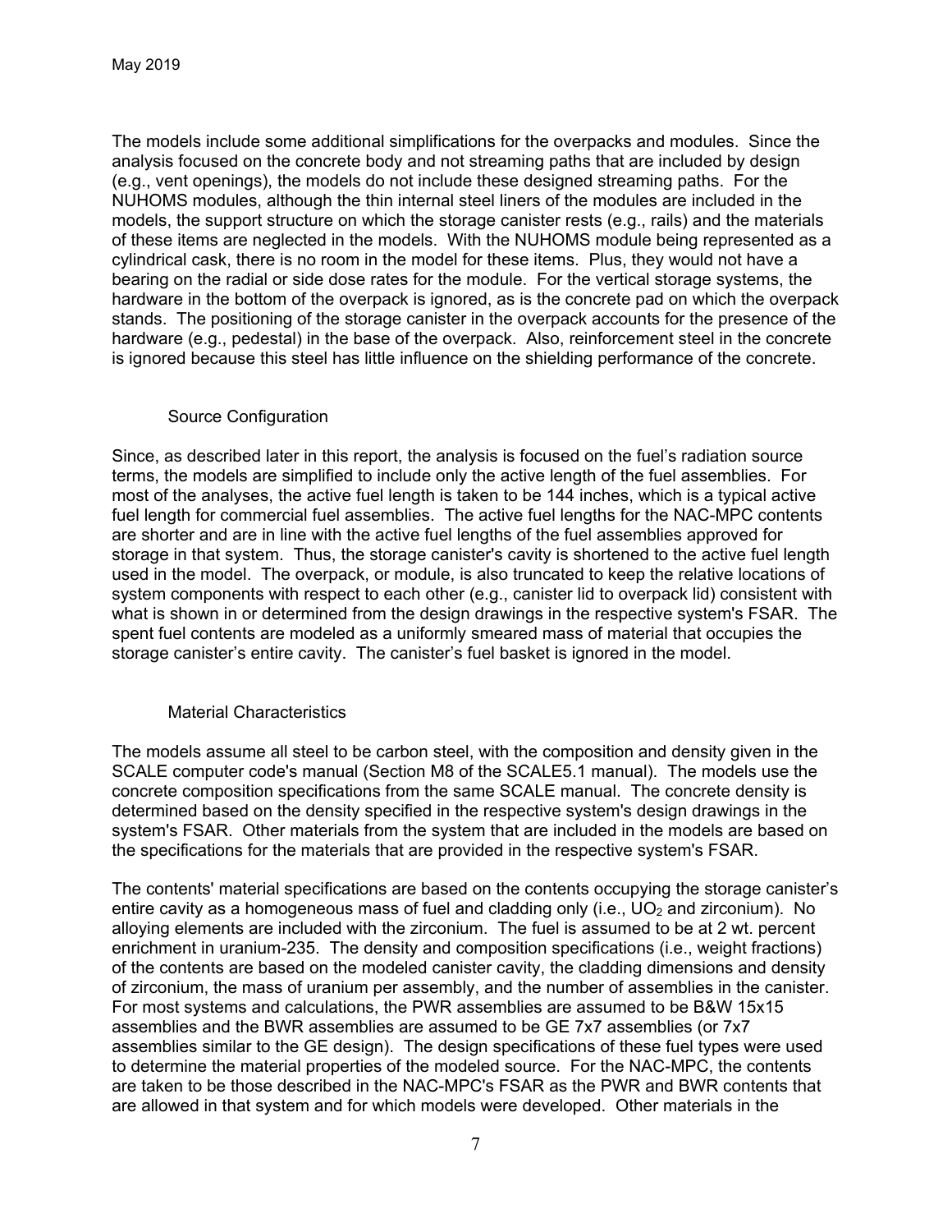The models include some additional simplifications for the overpacks and modules. Since the analysis focused on the concrete body and not streaming paths that are included by design (e.g., vent openings), the models do not include these designed streaming paths. For the NUHOMS modules, although the thin internal steel liners of the modules are included in the models, the support structure on which the storage canister rests (e.g., rails) and the materials of these items are neglected in the models. With the NUHOMS module being represented as a cylindrical cask, there is no room in the model for these items. Plus, they would not have a bearing on the radial or side dose rates for the module. For the vertical storage systems, the hardware in the bottom of the overpack is ignored, as is the concrete pad on which the overpack stands. The positioning of the storage canister in the overpack accounts for the presence of the hardware (e.g., pedestal) in the base of the overpack. Also, reinforcement steel in the concrete is ignored because this steel has little influence on the shielding performance of the concrete.

### Source Configuration

Since, as described later in this report, the analysis is focused on the fuel's radiation source terms, the models are simplified to include only the active length of the fuel assemblies. For most of the analyses, the active fuel length is taken to be 144 inches, which is a typical active fuel length for commercial fuel assemblies. The active fuel lengths for the NAC-MPC contents are shorter and are in line with the active fuel lengths of the fuel assemblies approved for storage in that system. Thus, the storage canister's cavity is shortened to the active fuel length used in the model. The overpack, or module, is also truncated to keep the relative locations of system components with respect to each other (e.g., canister lid to overpack lid) consistent with what is shown in or determined from the design drawings in the respective system's FSAR. The spent fuel contents are modeled as a uniformly smeared mass of material that occupies the storage canister's entire cavity. The canister's fuel basket is ignored in the model.

### Material Characteristics

The models assume all steel to be carbon steel, with the composition and density given in the SCALE computer code's manual (Section M8 of the SCALE5.1 manual). The models use the concrete composition specifications from the same SCALE manual. The concrete density is determined based on the density specified in the respective system's design drawings in the system's FSAR. Other materials from the system that are included in the models are based on the specifications for the materials that are provided in the respective system's FSAR.

The contents' material specifications are based on the contents occupying the storage canister's entire cavity as a homogeneous mass of fuel and cladding only (i.e., $UO_2$ and zirconium). No alloying elements are included with the zirconium. The fuel is assumed to be at 2 wt. percent enrichment in uranium-235. The density and composition specifications (i.e., weight fractions) of the contents are based on the modeled canister cavity, the cladding dimensions and density of zirconium, the mass of uranium per assembly, and the number of assemblies in the canister. For most systems and calculations, the PWR assemblies are assumed to be B&W 15x15 assemblies and the BWR assemblies are assumed to be GE 7x7 assemblies (or 7x7 assemblies similar to the GE design). The design specifications of these fuel types were used to determine the material properties of the modeled source. For the NAC-MPC, the contents are taken to be those described in the NAC-MPC's FSAR as the PWR and BWR contents that are allowed in that system and for which models were developed. Other materials in the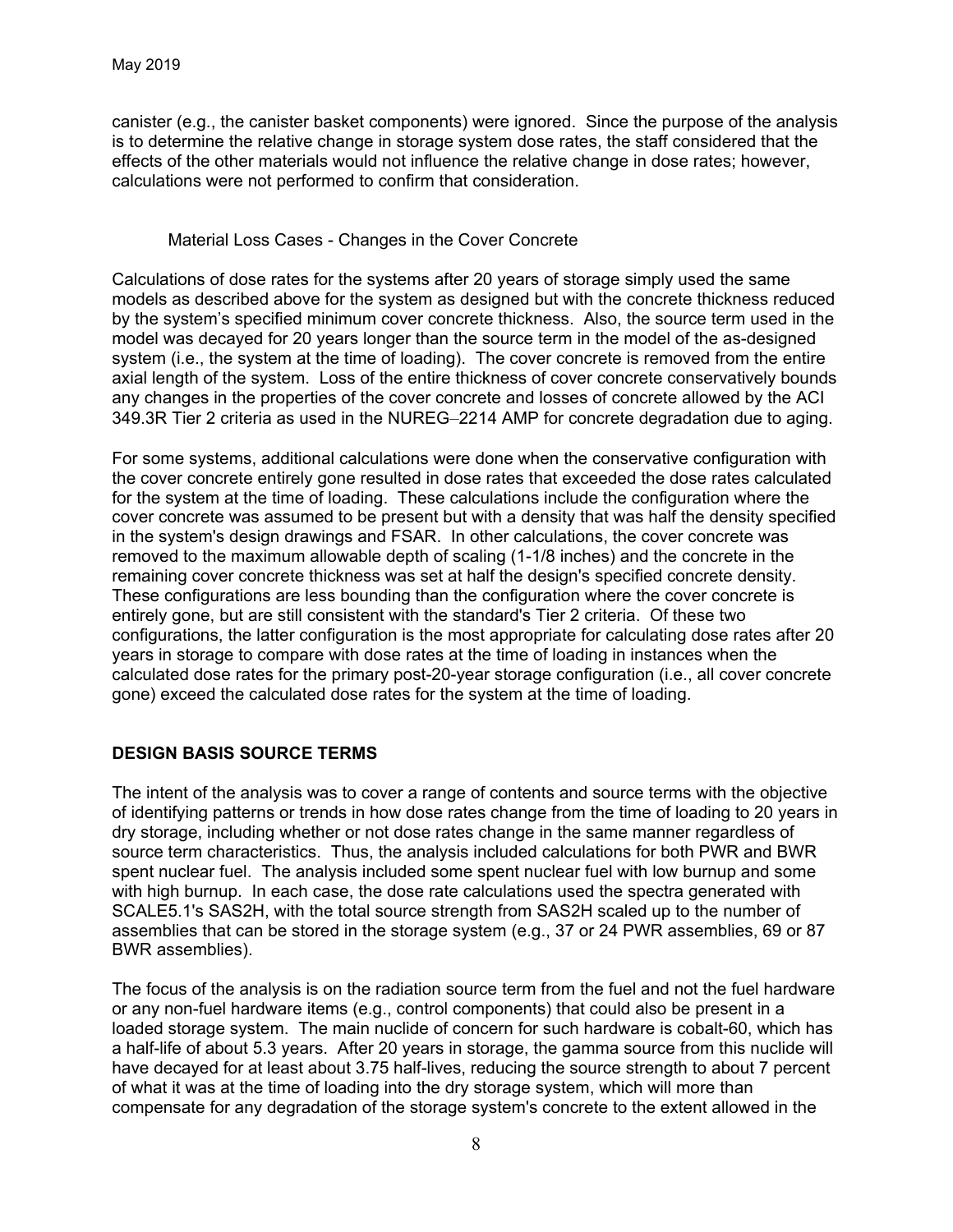canister (e.g., the canister basket components) were ignored. Since the purpose of the analysis is to determine the relative change in storage system dose rates, the staff considered that the effects of the other materials would not influence the relative change in dose rates; however, calculations were not performed to confirm that consideration.

### Material Loss Cases - Changes in the Cover Concrete

Calculations of dose rates for the systems after 20 years of storage simply used the same models as described above for the system as designed but with the concrete thickness reduced by the system's specified minimum cover concrete thickness. Also, the source term used in the model was decayed for 20 years longer than the source term in the model of the as-designed system (i.e., the system at the time of loading). The cover concrete is removed from the entire axial length of the system. Loss of the entire thickness of cover concrete conservatively bounds any changes in the properties of the cover concrete and losses of concrete allowed by the ACI 349.3R Tier 2 criteria as used in the NUREG–2214 AMP for concrete degradation due to aging.

For some systems, additional calculations were done when the conservative configuration with the cover concrete entirely gone resulted in dose rates that exceeded the dose rates calculated for the system at the time of loading. These calculations include the configuration where the cover concrete was assumed to be present but with a density that was half the density specified in the system's design drawings and FSAR. In other calculations, the cover concrete was removed to the maximum allowable depth of scaling (1-1/8 inches) and the concrete in the remaining cover concrete thickness was set at half the design's specified concrete density. These configurations are less bounding than the configuration where the cover concrete is entirely gone, but are still consistent with the standard's Tier 2 criteria. Of these two configurations, the latter configuration is the most appropriate for calculating dose rates after 20 years in storage to compare with dose rates at the time of loading in instances when the calculated dose rates for the primary post-20-year storage configuration (i.e., all cover concrete gone) exceed the calculated dose rates for the system at the time of loading.

## DESIGN BASIS SOURCE TERMS

The intent of the analysis was to cover a range of contents and source terms with the objective of identifying patterns or trends in how dose rates change from the time of loading to 20 years in dry storage, including whether or not dose rates change in the same manner regardless of source term characteristics. Thus, the analysis included calculations for both PWR and BWR spent nuclear fuel. The analysis included some spent nuclear fuel with low burnup and some with high burnup. In each case, the dose rate calculations used the spectra generated with SCALE5.1's SAS2H, with the total source strength from SAS2H scaled up to the number of assemblies that can be stored in the storage system (e.g., 37 or 24 PWR assemblies, 69 or 87 BWR assemblies).

The focus of the analysis is on the radiation source term from the fuel and not the fuel hardware or any non-fuel hardware items (e.g., control components) that could also be present in a loaded storage system. The main nuclide of concern for such hardware is cobalt-60, which has a half-life of about 5.3 years. After 20 years in storage, the gamma source from this nuclide will have decayed for at least about 3.75 half-lives, reducing the source strength to about 7 percent of what it was at the time of loading into the dry storage system, which will more than compensate for any degradation of the storage system's concrete to the extent allowed in the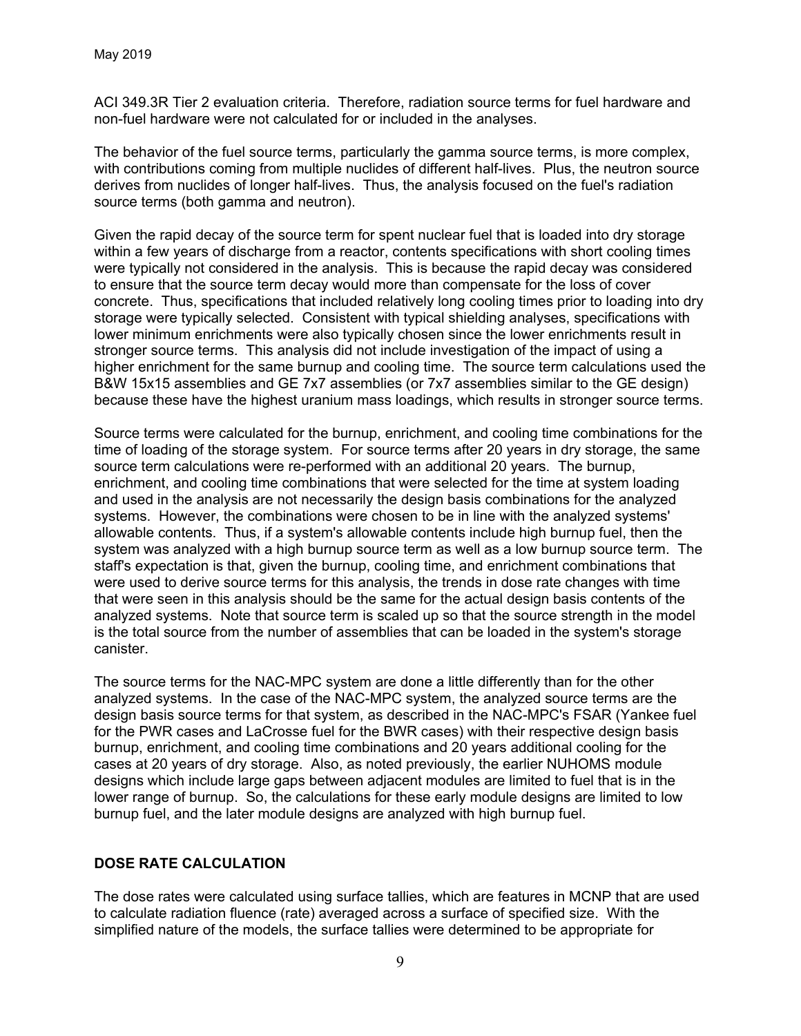ACI 349.3R Tier 2 evaluation criteria. Therefore, radiation source terms for fuel hardware and non-fuel hardware were not calculated for or included in the analyses.

The behavior of the fuel source terms, particularly the gamma source terms, is more complex, with contributions coming from multiple nuclides of different half-lives. Plus, the neutron source derives from nuclides of longer half-lives. Thus, the analysis focused on the fuel's radiation source terms (both gamma and neutron).

Given the rapid decay of the source term for spent nuclear fuel that is loaded into dry storage within a few years of discharge from a reactor, contents specifications with short cooling times were typically not considered in the analysis. This is because the rapid decay was considered to ensure that the source term decay would more than compensate for the loss of cover concrete. Thus, specifications that included relatively long cooling times prior to loading into dry storage were typically selected. Consistent with typical shielding analyses, specifications with lower minimum enrichments were also typically chosen since the lower enrichments result in stronger source terms. This analysis did not include investigation of the impact of using a higher enrichment for the same burnup and cooling time. The source term calculations used the B&W 15x15 assemblies and GE 7x7 assemblies (or 7x7 assemblies similar to the GE design) because these have the highest uranium mass loadings, which results in stronger source terms.

Source terms were calculated for the burnup, enrichment, and cooling time combinations for the time of loading of the storage system. For source terms after 20 years in dry storage, the same source term calculations were re-performed with an additional 20 years. The burnup, enrichment, and cooling time combinations that were selected for the time at system loading and used in the analysis are not necessarily the design basis combinations for the analyzed systems. However, the combinations were chosen to be in line with the analyzed systems' allowable contents. Thus, if a system's allowable contents include high burnup fuel, then the system was analyzed with a high burnup source term as well as a low burnup source term. The staff's expectation is that, given the burnup, cooling time, and enrichment combinations that were used to derive source terms for this analysis, the trends in dose rate changes with time that were seen in this analysis should be the same for the actual design basis contents of the analyzed systems. Note that source term is scaled up so that the source strength in the model is the total source from the number of assemblies that can be loaded in the system's storage canister.

The source terms for the NAC-MPC system are done a little differently than for the other analyzed systems. In the case of the NAC-MPC system, the analyzed source terms are the design basis source terms for that system, as described in the NAC-MPC's FSAR (Yankee fuel for the PWR cases and LaCrosse fuel for the BWR cases) with their respective design basis burnup, enrichment, and cooling time combinations and 20 years additional cooling for the cases at 20 years of dry storage. Also, as noted previously, the earlier NUHOMS module designs which include large gaps between adjacent modules are limited to fuel that is in the lower range of burnup. So, the calculations for these early module designs are limited to low burnup fuel, and the later module designs are analyzed with high burnup fuel.

## DOSE RATE CALCULATION

The dose rates were calculated using surface tallies, which are features in MCNP that are used to calculate radiation fluence (rate) averaged across a surface of specified size. With the simplified nature of the models, the surface tallies were determined to be appropriate for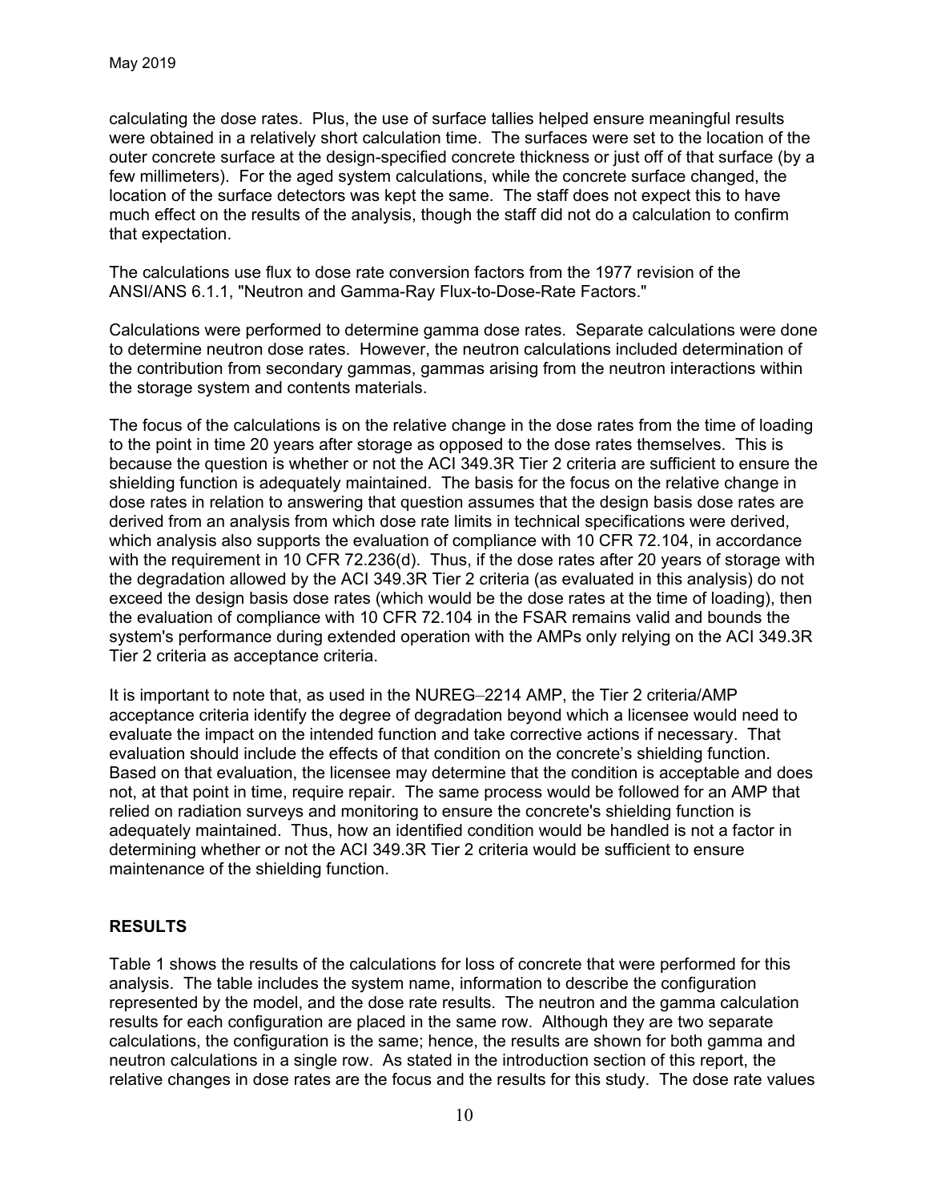calculating the dose rates. Plus, the use of surface tallies helped ensure meaningful results were obtained in a relatively short calculation time. The surfaces were set to the location of the outer concrete surface at the design-specified concrete thickness or just off of that surface (by a few millimeters). For the aged system calculations, while the concrete surface changed, the location of the surface detectors was kept the same. The staff does not expect this to have much effect on the results of the analysis, though the staff did not do a calculation to confirm that expectation.

The calculations use flux to dose rate conversion factors from the 1977 revision of the ANSI/ANS 6.1.1, "Neutron and Gamma-Ray Flux-to-Dose-Rate Factors."

Calculations were performed to determine gamma dose rates. Separate calculations were done to determine neutron dose rates. However, the neutron calculations included determination of the contribution from secondary gammas, gammas arising from the neutron interactions within the storage system and contents materials.

The focus of the calculations is on the relative change in the dose rates from the time of loading to the point in time 20 years after storage as opposed to the dose rates themselves. This is because the question is whether or not the ACI 349.3R Tier 2 criteria are sufficient to ensure the shielding function is adequately maintained. The basis for the focus on the relative change in dose rates in relation to answering that question assumes that the design basis dose rates are derived from an analysis from which dose rate limits in technical specifications were derived, which analysis also supports the evaluation of compliance with 10 CFR 72.104, in accordance with the requirement in 10 CFR 72.236(d). Thus, if the dose rates after 20 years of storage with the degradation allowed by the ACI 349.3R Tier 2 criteria (as evaluated in this analysis) do not exceed the design basis dose rates (which would be the dose rates at the time of loading), then the evaluation of compliance with 10 CFR 72.104 in the FSAR remains valid and bounds the system's performance during extended operation with the AMPs only relying on the ACI 349.3R Tier 2 criteria as acceptance criteria.

It is important to note that, as used in the NUREG–2214 AMP, the Tier 2 criteria/AMP acceptance criteria identify the degree of degradation beyond which a licensee would need to evaluate the impact on the intended function and take corrective actions if necessary. That evaluation should include the effects of that condition on the concrete's shielding function. Based on that evaluation, the licensee may determine that the condition is acceptable and does not, at that point in time, require repair. The same process would be followed for an AMP that relied on radiation surveys and monitoring to ensure the concrete's shielding function is adequately maintained. Thus, how an identified condition would be handled is not a factor in determining whether or not the ACI 349.3R Tier 2 criteria would be sufficient to ensure maintenance of the shielding function.

## RESULTS

Table 1 shows the results of the calculations for loss of concrete that were performed for this analysis. The table includes the system name, information to describe the configuration represented by the model, and the dose rate results. The neutron and the gamma calculation results for each configuration are placed in the same row. Although they are two separate calculations, the configuration is the same; hence, the results are shown for both gamma and neutron calculations in a single row. As stated in the introduction section of this report, the relative changes in dose rates are the focus and the results for this study. The dose rate values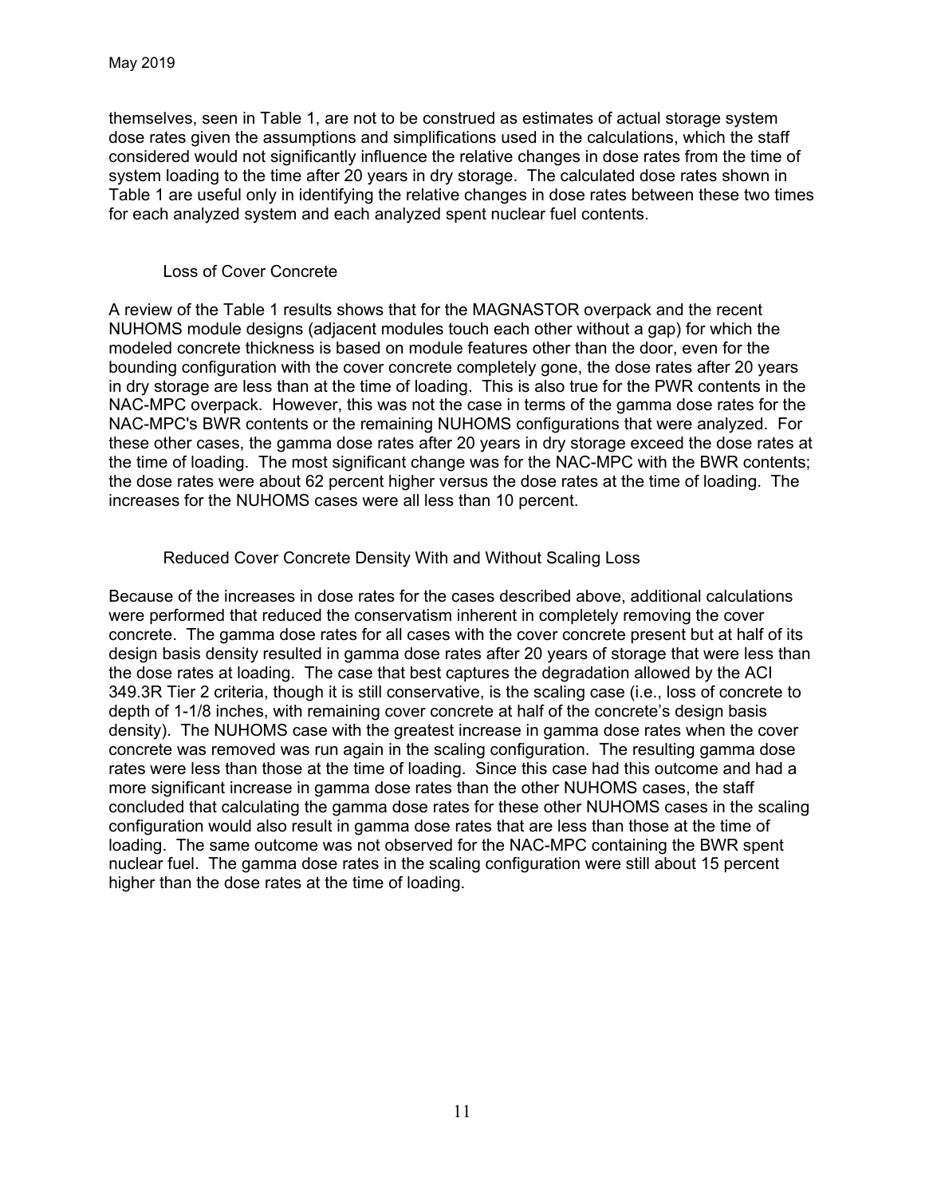themselves, seen in Table 1, are not to be construed as estimates of actual storage system dose rates given the assumptions and simplifications used in the calculations, which the staff considered would not significantly influence the relative changes in dose rates from the time of system loading to the time after 20 years in dry storage. The calculated dose rates shown in Table 1 are useful only in identifying the relative changes in dose rates between these two times for each analyzed system and each analyzed spent nuclear fuel contents.

### Loss of Cover Concrete

A review of the Table 1 results shows that for the MAGNASTOR overpack and the recent NUHOMS module designs (adjacent modules touch each other without a gap) for which the modeled concrete thickness is based on module features other than the door, even for the bounding configuration with the cover concrete completely gone, the dose rates after 20 years in dry storage are less than at the time of loading. This is also true for the PWR contents in the NAC-MPC overpack. However, this was not the case in terms of the gamma dose rates for the NAC-MPC's BWR contents or the remaining NUHOMS configurations that were analyzed. For these other cases, the gamma dose rates after 20 years in dry storage exceed the dose rates at the time of loading. The most significant change was for the NAC-MPC with the BWR contents; the dose rates were about 62 percent higher versus the dose rates at the time of loading. The increases for the NUHOMS cases were all less than 10 percent.

### Reduced Cover Concrete Density With and Without Scaling Loss

Because of the increases in dose rates for the cases described above, additional calculations were performed that reduced the conservatism inherent in completely removing the cover concrete. The gamma dose rates for all cases with the cover concrete present but at half of its design basis density resulted in gamma dose rates after 20 years of storage that were less than the dose rates at loading. The case that best captures the degradation allowed by the ACI 349.3R Tier 2 criteria, though it is still conservative, is the scaling case (i.e., loss of concrete to depth of 1-1/8 inches, with remaining cover concrete at half of the concrete's design basis density). The NUHOMS case with the greatest increase in gamma dose rates when the cover concrete was removed was run again in the scaling configuration. The resulting gamma dose rates were less than those at the time of loading. Since this case had this outcome and had a more significant increase in gamma dose rates than the other NUHOMS cases, the staff concluded that calculating the gamma dose rates for these other NUHOMS cases in the scaling configuration would also result in gamma dose rates that are less than those at the time of loading. The same outcome was not observed for the NAC-MPC containing the BWR spent nuclear fuel. The gamma dose rates in the scaling configuration were still about 15 percent higher than the dose rates at the time of loading.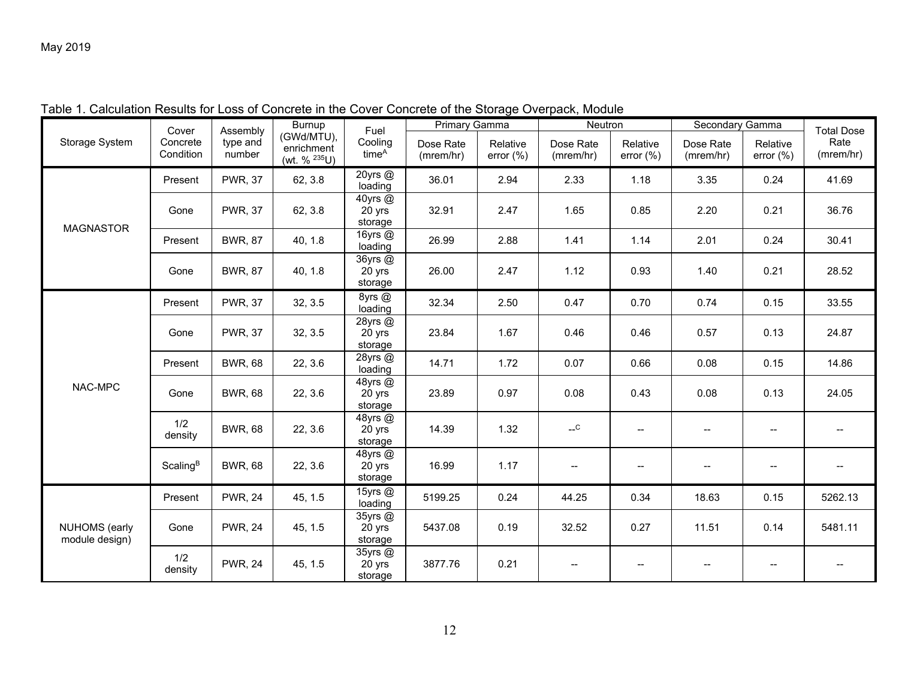Table 1. Calculation Results for Loss of Concrete in the Cover Concrete of the Storage Overpack, Module

| Storage System | Cover Concrete Condition | Assembly type and number | Burnup (GWd/MTU), enrichment (wt. % $^{235}U$) | Fuel Cooling time[A] | Primary Gamma | | Neutron | | Secondary Gamma | | Total Dose Rate (mrem/hr) |
|---|---|---|---|---|---|---|---|---|---|---|---|
| | | | | | Dose Rate (mrem/hr) | Relative error (%) | Dose Rate (mrem/hr) | Relative error (%) | Dose Rate (mrem/hr) | Relative error (%) | |
| MAGNASTOR | Present | PWR, 37 | 62, 3.8 | 20yrs @ loading | 36.01 | 2.94 | 2.33 | 1.18 | 3.35 | 0.24 | 41.69 |
| | Gone | PWR, 37 | 62, 3.8 | 40yrs @ 20 yrs storage | 32.91 | 2.47 | 1.65 | 0.85 | 2.20 | 0.21 | 36.76 |
| | Present | BWR, 87 | 40, 1.8 | 16yrs @ loading | 26.99 | 2.88 | 1.41 | 1.14 | 2.01 | 0.24 | 30.41 |
| | Gone | BWR, 87 | 40, 1.8 | 36yrs @ 20 yrs storage | 26.00 | 2.47 | 1.12 | 0.93 | 1.40 | 0.21 | 28.52 |
| NAC-MPC | Present | PWR, 37 | 32, 3.5 | 8yrs @ loading | 32.34 | 2.50 | 0.47 | 0.70 | 0.74 | 0.15 | 33.55 |
| | Gone | PWR, 37 | 32, 3.5 | 28yrs @ 20 yrs storage | 23.84 | 1.67 | 0.46 | 0.46 | 0.57 | 0.13 | 24.87 |
| | Present | BWR, 68 | 22, 3.6 | 28yrs @ loading | 14.71 | 1.72 | 0.07 | 0.66 | 0.08 | 0.15 | 14.86 |
| | Gone | BWR, 68 | 22, 3.6 | 48yrs @ 20 yrs storage | 23.89 | 0.97 | 0.08 | 0.43 | 0.08 | 0.13 | 24.05 |
| | 1/2 density | BWR, 68 | 22, 3.6 | 48yrs @ 20 yrs storage | 14.39 | 1.32 | --[C] | -- | -- | -- | -- |
| | Scaling[B] | BWR, 68 | 22, 3.6 | 48yrs @ 20 yrs storage | 16.99 | 1.17 | -- | -- | -- | -- | -- |
| NUHOMS (early module design) | Present | PWR, 24 | 45, 1.5 | 15yrs @ loading | 5199.25 | 0.24 | 44.25 | 0.34 | 18.63 | 0.15 | 5262.13 |
| | Gone | PWR, 24 | 45, 1.5 | 35yrs @ 20 yrs storage | 5437.08 | 0.19 | 32.52 | 0.27 | 11.51 | 0.14 | 5481.11 |
| | 1/2 density | PWR, 24 | 45, 1.5 | 35yrs @ 20 yrs storage | 3877.76 | 0.21 | -- | -- | -- | -- | -- |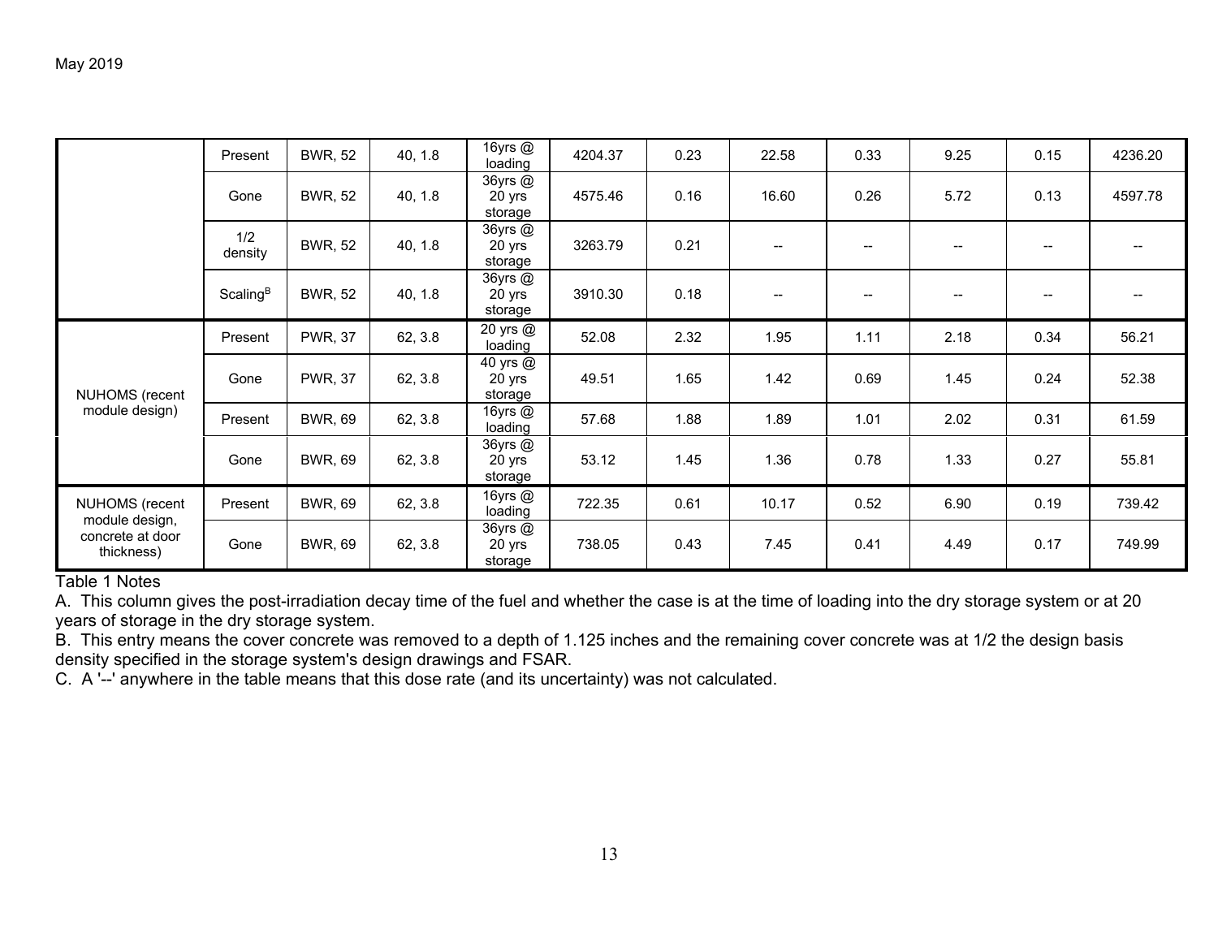| | | | | | | | | | | | |
|---|---|---|---|---|---|---|---|---|---|---|---|
| | Present | BWR, 52 | 40, 1.8 | 16yrs @ loading | 4204.37 | 0.23 | 22.58 | 0.33 | 9.25 | 0.15 | 4236.20 |
| | Gone | BWR, 52 | 40, 1.8 | 36yrs @ 20 yrs storage | 4575.46 | 0.16 | 16.60 | 0.26 | 5.72 | 0.13 | 4597.78 |
| | 1/2 density | BWR, 52 | 40, 1.8 | 36yrs @ 20 yrs storage | 3263.79 | 0.21 | -- | -- | -- | -- | -- |
| | Scaling[B] | BWR, 52 | 40, 1.8 | 36yrs @ 20 yrs storage | 3910.30 | 0.18 | -- | -- | -- | -- | -- |
| NUHOMS (recent module design) | Present | PWR, 37 | 62, 3.8 | 20 yrs @ loading | 52.08 | 2.32 | 1.95 | 1.11 | 2.18 | 0.34 | 56.21 |
| | Gone | PWR, 37 | 62, 3.8 | 40 yrs @ 20 yrs storage | 49.51 | 1.65 | 1.42 | 0.69 | 1.45 | 0.24 | 52.38 |
| | Present | BWR, 69 | 62, 3.8 | 16yrs @ loading | 57.68 | 1.88 | 1.89 | 1.01 | 2.02 | 0.31 | 61.59 |
| | Gone | BWR, 69 | 62, 3.8 | 36yrs @ 20 yrs storage | 53.12 | 1.45 | 1.36 | 0.78 | 1.33 | 0.27 | 55.81 |
| NUHOMS (recent module design, concrete at door thickness) | Present | BWR, 69 | 62, 3.8 | 16yrs @ loading | 722.35 | 0.61 | 10.17 | 0.52 | 6.90 | 0.19 | 739.42 |
| | Gone | BWR, 69 | 62, 3.8 | 36yrs @ 20 yrs storage | 738.05 | 0.43 | 7.45 | 0.41 | 4.49 | 0.17 | 749.99 |

Table 1 Notes

A. This column gives the post-irradiation decay time of the fuel and whether the case is at the time of loading into the dry storage system or at 20 years of storage in the dry storage system.

B. This entry means the cover concrete was removed to a depth of 1.125 inches and the remaining cover concrete was at 1/2 the design basis density specified in the storage system's design drawings and FSAR.

C. A '--' anywhere in the table means that this dose rate (and its uncertainty) was not calculated.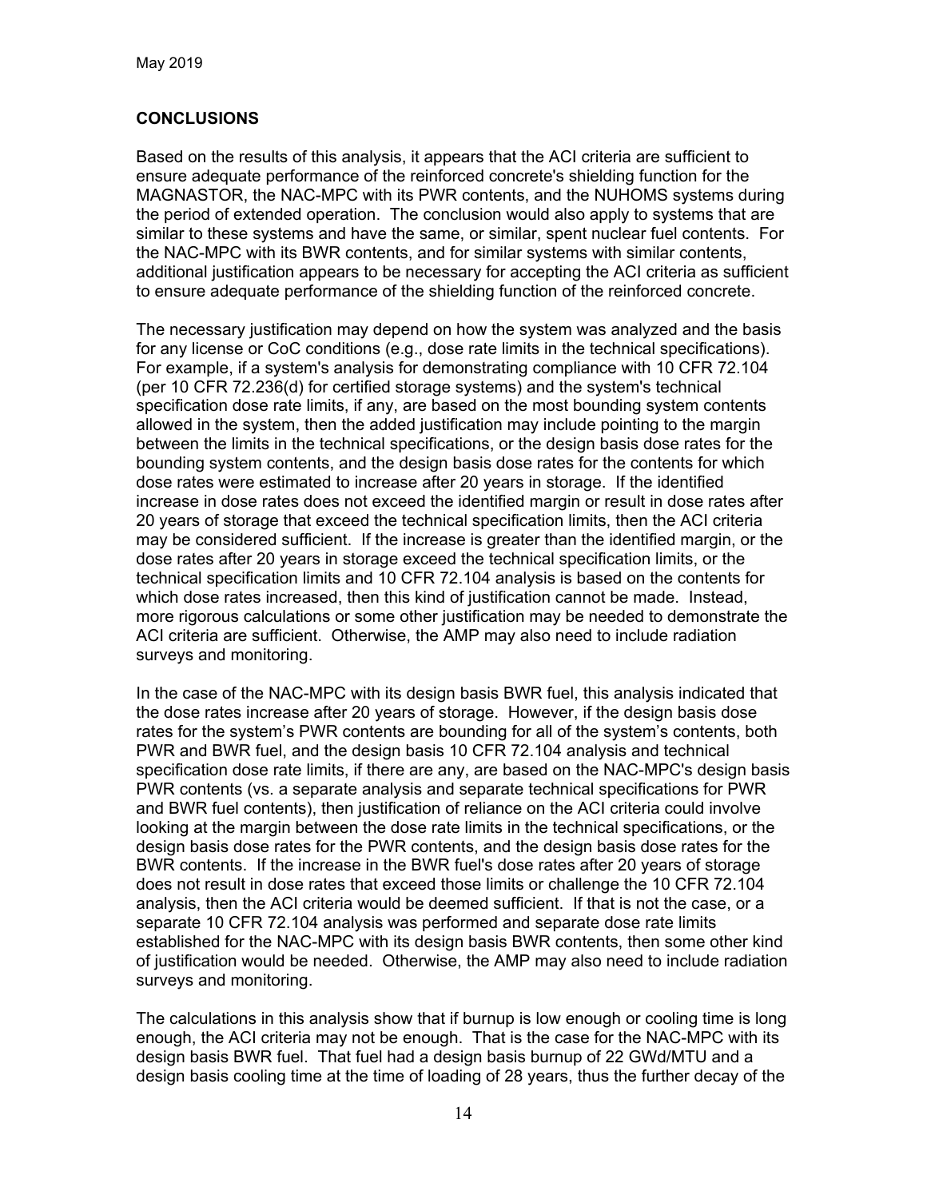## CONCLUSIONS

Based on the results of this analysis, it appears that the ACI criteria are sufficient to ensure adequate performance of the reinforced concrete's shielding function for the MAGNASTOR, the NAC-MPC with its PWR contents, and the NUHOMS systems during the period of extended operation. The conclusion would also apply to systems that are similar to these systems and have the same, or similar, spent nuclear fuel contents. For the NAC-MPC with its BWR contents, and for similar systems with similar contents, additional justification appears to be necessary for accepting the ACI criteria as sufficient to ensure adequate performance of the shielding function of the reinforced concrete.

The necessary justification may depend on how the system was analyzed and the basis for any license or CoC conditions (e.g., dose rate limits in the technical specifications). For example, if a system's analysis for demonstrating compliance with 10 CFR 72.104 (per 10 CFR 72.236(d) for certified storage systems) and the system's technical specification dose rate limits, if any, are based on the most bounding system contents allowed in the system, then the added justification may include pointing to the margin between the limits in the technical specifications, or the design basis dose rates for the bounding system contents, and the design basis dose rates for the contents for which dose rates were estimated to increase after 20 years in storage. If the identified increase in dose rates does not exceed the identified margin or result in dose rates after 20 years of storage that exceed the technical specification limits, then the ACI criteria may be considered sufficient. If the increase is greater than the identified margin, or the dose rates after 20 years in storage exceed the technical specification limits, or the technical specification limits and 10 CFR 72.104 analysis is based on the contents for which dose rates increased, then this kind of justification cannot be made. Instead, more rigorous calculations or some other justification may be needed to demonstrate the ACI criteria are sufficient. Otherwise, the AMP may also need to include radiation surveys and monitoring.

In the case of the NAC-MPC with its design basis BWR fuel, this analysis indicated that the dose rates increase after 20 years of storage. However, if the design basis dose rates for the system's PWR contents are bounding for all of the system's contents, both PWR and BWR fuel, and the design basis 10 CFR 72.104 analysis and technical specification dose rate limits, if there are any, are based on the NAC-MPC's design basis PWR contents (vs. a separate analysis and separate technical specifications for PWR and BWR fuel contents), then justification of reliance on the ACI criteria could involve looking at the margin between the dose rate limits in the technical specifications, or the design basis dose rates for the PWR contents, and the design basis dose rates for the BWR contents. If the increase in the BWR fuel's dose rates after 20 years of storage does not result in dose rates that exceed those limits or challenge the 10 CFR 72.104 analysis, then the ACI criteria would be deemed sufficient. If that is not the case, or a separate 10 CFR 72.104 analysis was performed and separate dose rate limits established for the NAC-MPC with its design basis BWR contents, then some other kind of justification would be needed. Otherwise, the AMP may also need to include radiation surveys and monitoring.

The calculations in this analysis show that if burnup is low enough or cooling time is long enough, the ACI criteria may not be enough. That is the case for the NAC-MPC with its design basis BWR fuel. That fuel had a design basis burnup of 22 GWd/MTU and a design basis cooling time at the time of loading of 28 years, thus the further decay of the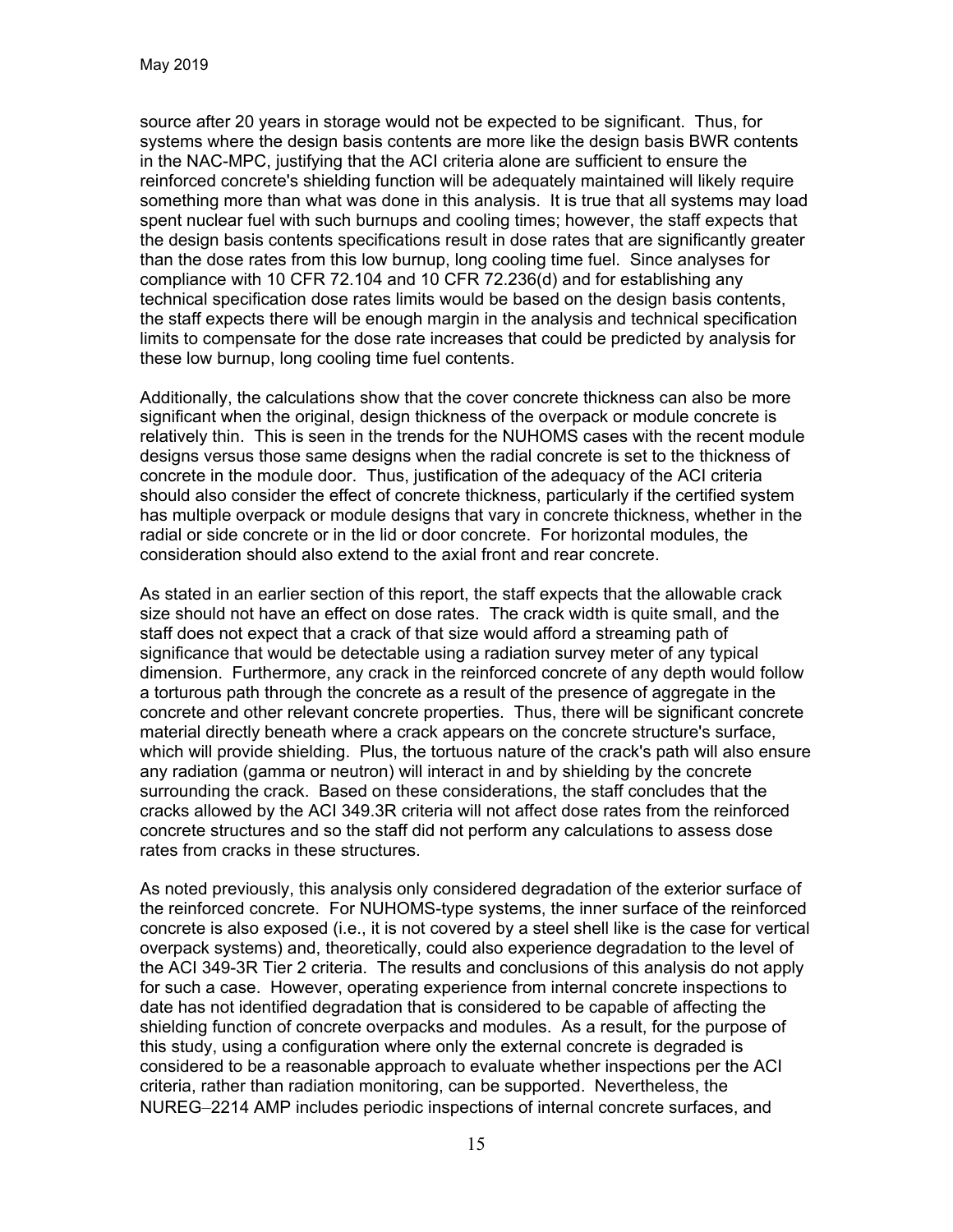source after 20 years in storage would not be expected to be significant. Thus, for systems where the design basis contents are more like the design basis BWR contents in the NAC-MPC, justifying that the ACI criteria alone are sufficient to ensure the reinforced concrete's shielding function will be adequately maintained will likely require something more than what was done in this analysis. It is true that all systems may load spent nuclear fuel with such burnups and cooling times; however, the staff expects that the design basis contents specifications result in dose rates that are significantly greater than the dose rates from this low burnup, long cooling time fuel. Since analyses for compliance with 10 CFR 72.104 and 10 CFR 72.236(d) and for establishing any technical specification dose rates limits would be based on the design basis contents, the staff expects there will be enough margin in the analysis and technical specification limits to compensate for the dose rate increases that could be predicted by analysis for these low burnup, long cooling time fuel contents.

Additionally, the calculations show that the cover concrete thickness can also be more significant when the original, design thickness of the overpack or module concrete is relatively thin. This is seen in the trends for the NUHOMS cases with the recent module designs versus those same designs when the radial concrete is set to the thickness of concrete in the module door. Thus, justification of the adequacy of the ACI criteria should also consider the effect of concrete thickness, particularly if the certified system has multiple overpack or module designs that vary in concrete thickness, whether in the radial or side concrete or in the lid or door concrete. For horizontal modules, the consideration should also extend to the axial front and rear concrete.

As stated in an earlier section of this report, the staff expects that the allowable crack size should not have an effect on dose rates. The crack width is quite small, and the staff does not expect that a crack of that size would afford a streaming path of significance that would be detectable using a radiation survey meter of any typical dimension. Furthermore, any crack in the reinforced concrete of any depth would follow a torturous path through the concrete as a result of the presence of aggregate in the concrete and other relevant concrete properties. Thus, there will be significant concrete material directly beneath where a crack appears on the concrete structure's surface, which will provide shielding. Plus, the tortuous nature of the crack's path will also ensure any radiation (gamma or neutron) will interact in and by shielding by the concrete surrounding the crack. Based on these considerations, the staff concludes that the cracks allowed by the ACI 349.3R criteria will not affect dose rates from the reinforced concrete structures and so the staff did not perform any calculations to assess dose rates from cracks in these structures.

As noted previously, this analysis only considered degradation of the exterior surface of the reinforced concrete. For NUHOMS-type systems, the inner surface of the reinforced concrete is also exposed (i.e., it is not covered by a steel shell like is the case for vertical overpack systems) and, theoretically, could also experience degradation to the level of the ACI 349-3R Tier 2 criteria. The results and conclusions of this analysis do not apply for such a case. However, operating experience from internal concrete inspections to date has not identified degradation that is considered to be capable of affecting the shielding function of concrete overpacks and modules. As a result, for the purpose of this study, using a configuration where only the external concrete is degraded is considered to be a reasonable approach to evaluate whether inspections per the ACI criteria, rather than radiation monitoring, can be supported. Nevertheless, the NUREG–2214 AMP includes periodic inspections of internal concrete surfaces, and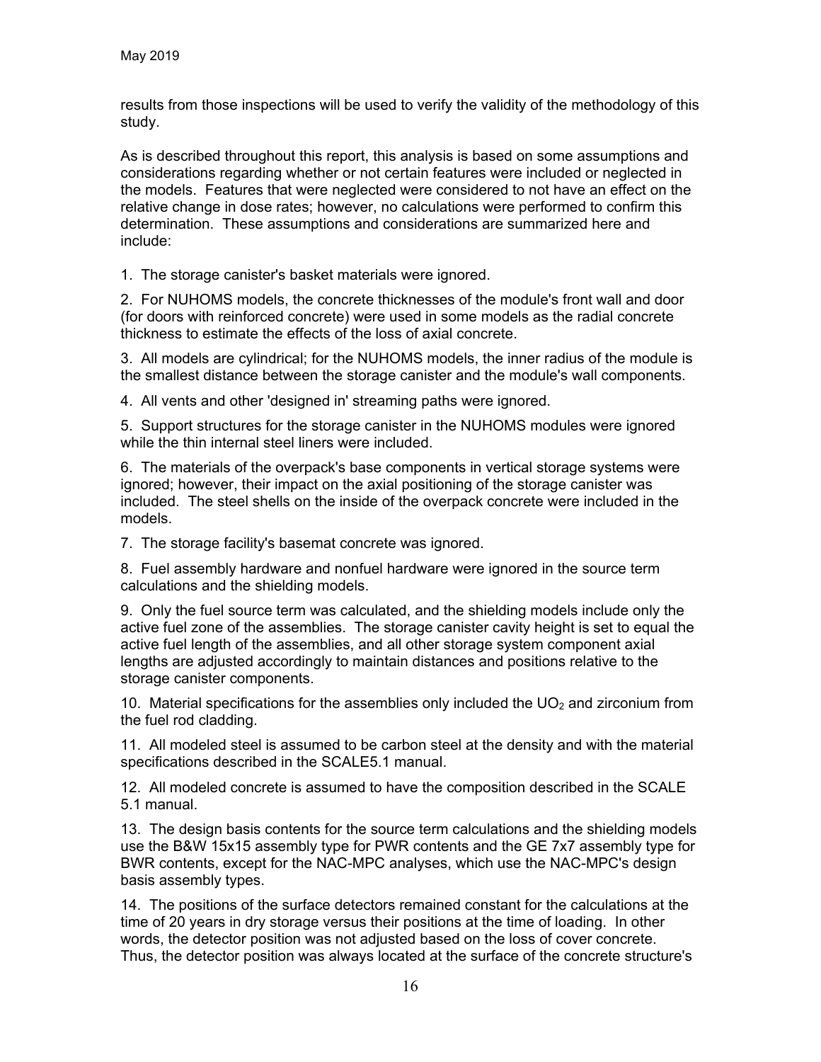results from those inspections will be used to verify the validity of the methodology of this study.

As is described throughout this report, this analysis is based on some assumptions and considerations regarding whether or not certain features were included or neglected in the models. Features that were neglected were considered to not have an effect on the relative change in dose rates; however, no calculations were performed to confirm this determination. These assumptions and considerations are summarized here and include:

1. The storage canister's basket materials were ignored.

2. For NUHOMS models, the concrete thicknesses of the module's front wall and door (for doors with reinforced concrete) were used in some models as the radial concrete thickness to estimate the effects of the loss of axial concrete.

3. All models are cylindrical; for the NUHOMS models, the inner radius of the module is the smallest distance between the storage canister and the module's wall components.

4. All vents and other 'designed in' streaming paths were ignored.

5. Support structures for the storage canister in the NUHOMS modules were ignored while the thin internal steel liners were included.

6. The materials of the overpack's base components in vertical storage systems were ignored; however, their impact on the axial positioning of the storage canister was included. The steel shells on the inside of the overpack concrete were included in the models.

7. The storage facility's basemat concrete was ignored.

8. Fuel assembly hardware and nonfuel hardware were ignored in the source term calculations and the shielding models.

9. Only the fuel source term was calculated, and the shielding models include only the active fuel zone of the assemblies. The storage canister cavity height is set to equal the active fuel length of the assemblies, and all other storage system component axial lengths are adjusted accordingly to maintain distances and positions relative to the storage canister components.

10. Material specifications for the assemblies only included the $UO_2$ and zirconium from the fuel rod cladding.

11. All modeled steel is assumed to be carbon steel at the density and with the material specifications described in the SCALE5.1 manual.

12. All modeled concrete is assumed to have the composition described in the SCALE 5.1 manual.

13. The design basis contents for the source term calculations and the shielding models use the B&W 15x15 assembly type for PWR contents and the GE 7x7 assembly type for BWR contents, except for the NAC-MPC analyses, which use the NAC-MPC's design basis assembly types.

14. The positions of the surface detectors remained constant for the calculations at the time of 20 years in dry storage versus their positions at the time of loading. In other words, the detector position was not adjusted based on the loss of cover concrete. Thus, the detector position was always located at the surface of the concrete structure's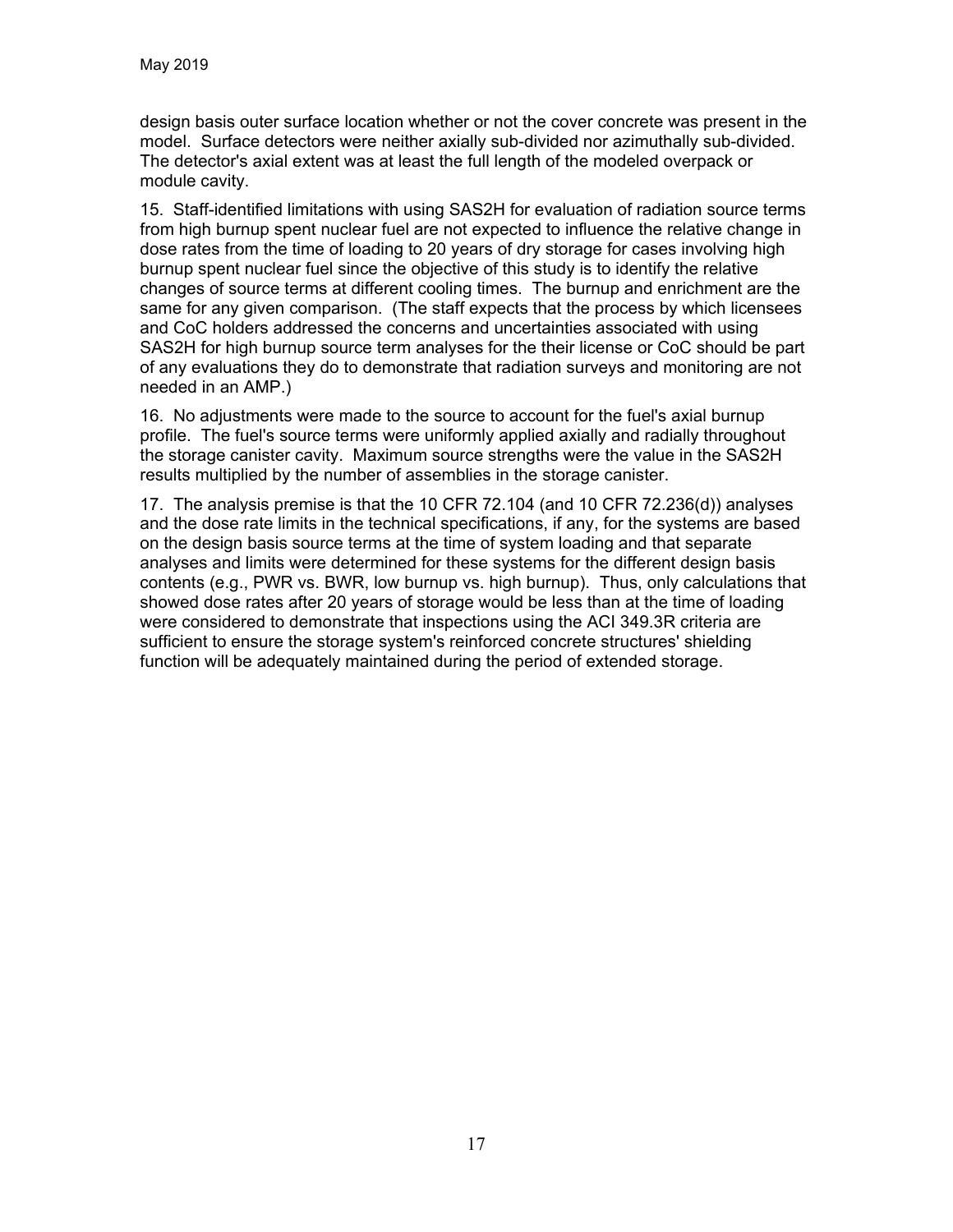design basis outer surface location whether or not the cover concrete was present in the model. Surface detectors were neither axially sub-divided nor azimuthally sub-divided. The detector's axial extent was at least the full length of the modeled overpack or module cavity.

15. Staff-identified limitations with using SAS2H for evaluation of radiation source terms from high burnup spent nuclear fuel are not expected to influence the relative change in dose rates from the time of loading to 20 years of dry storage for cases involving high burnup spent nuclear fuel since the objective of this study is to identify the relative changes of source terms at different cooling times. The burnup and enrichment are the same for any given comparison. (The staff expects that the process by which licensees and CoC holders addressed the concerns and uncertainties associated with using SAS2H for high burnup source term analyses for the their license or CoC should be part of any evaluations they do to demonstrate that radiation surveys and monitoring are not needed in an AMP.)

16. No adjustments were made to the source to account for the fuel's axial burnup profile. The fuel's source terms were uniformly applied axially and radially throughout the storage canister cavity. Maximum source strengths were the value in the SAS2H results multiplied by the number of assemblies in the storage canister.

17. The analysis premise is that the 10 CFR 72.104 (and 10 CFR 72.236(d)) analyses and the dose rate limits in the technical specifications, if any, for the systems are based on the design basis source terms at the time of system loading and that separate analyses and limits were determined for these systems for the different design basis contents (e.g., PWR vs. BWR, low burnup vs. high burnup). Thus, only calculations that showed dose rates after 20 years of storage would be less than at the time of loading were considered to demonstrate that inspections using the ACI 349.3R criteria are sufficient to ensure the storage system's reinforced concrete structures' shielding function will be adequately maintained during the period of extended storage.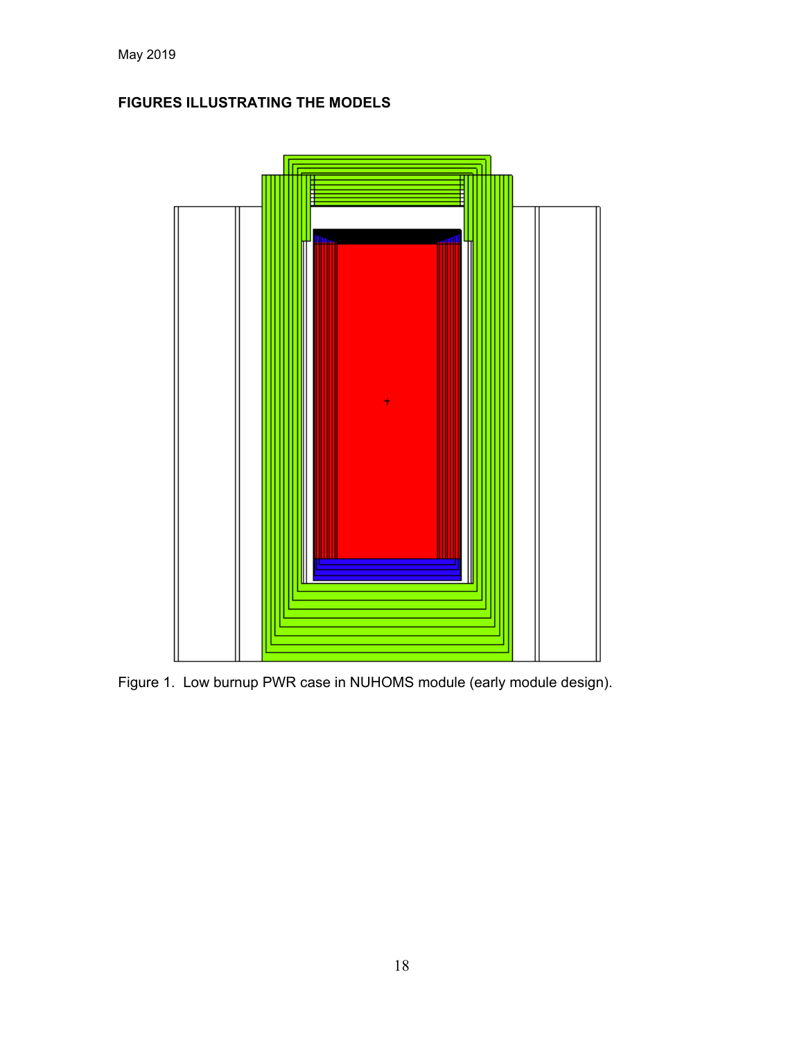## FIGURES ILLUSTRATING THE MODELS

Figure 1. Low burnup PWR case in NUHOMS module (early module design).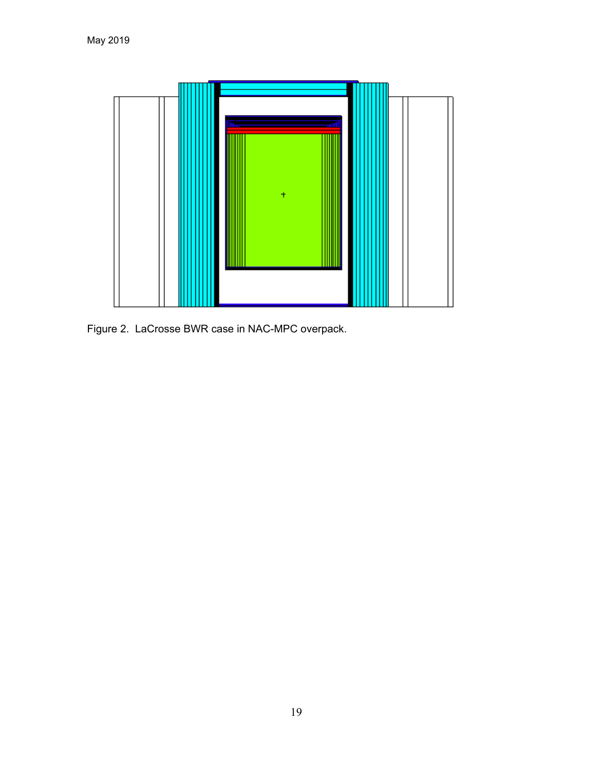Figure 2.  LaCrosse BWR case in NAC-MPC overpack.